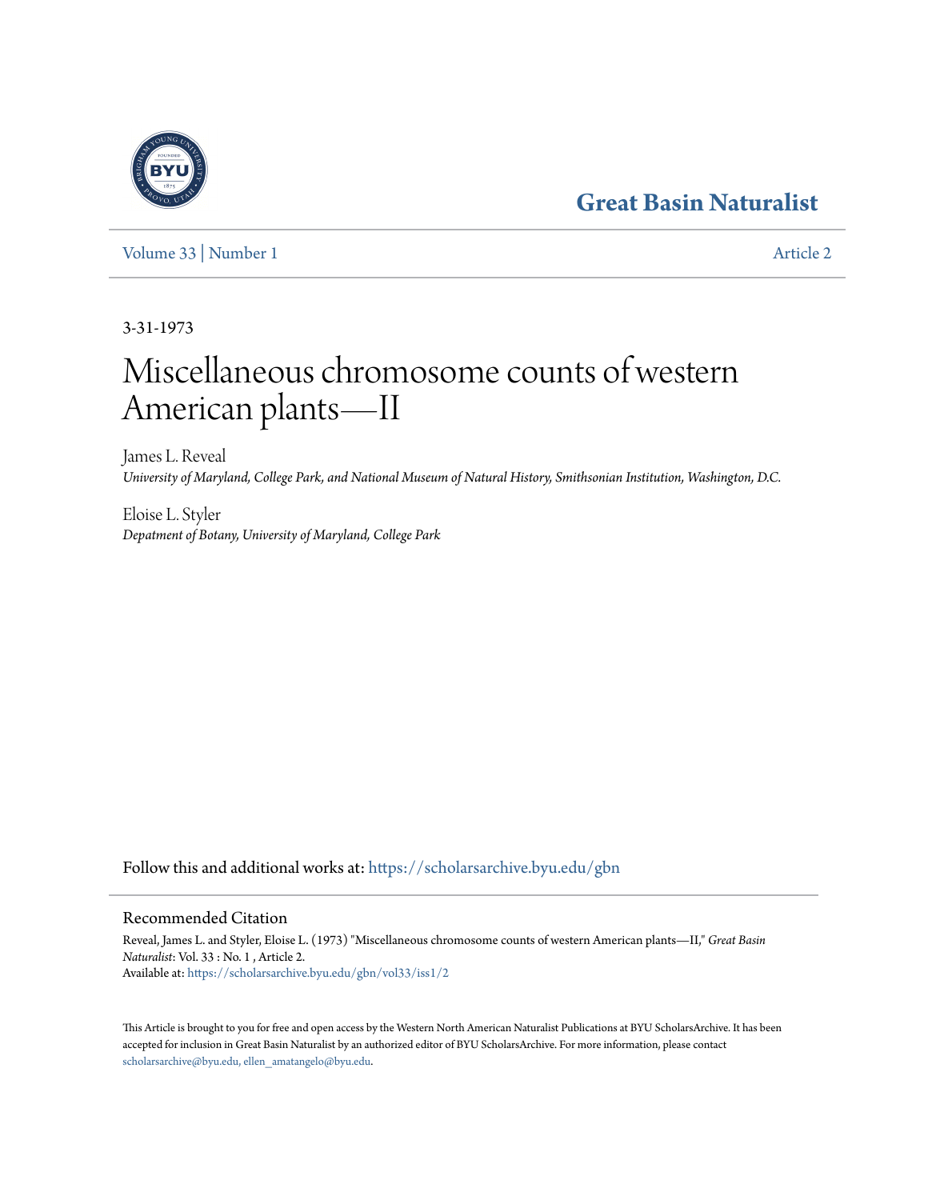# Great Basin Naturalist

Volume 33 | Number 1 Article 2

3-31-1973

# Miscellaneous chromosome counts of western American plants—II

James L. Reveal
*University of Maryland, College Park, and National Museum of Natural History, Smithsonian Institution, Washington, D.C.*

Eloise L. Styler
*Depatment of Botany, University of Maryland, College Park*

Follow this and additional works at: https://scholarsarchive.byu.edu/gbn

## Recommended Citation

Reveal, James L. and Styler, Eloise L. (1973) "Miscellaneous chromosome counts of western American plants—II," *Great Basin Naturalist*: Vol. 33 : No. 1 , Article 2.
Available at: https://scholarsarchive.byu.edu/gbn/vol33/iss1/2

This Article is brought to you for free and open access by the Western North American Naturalist Publications at BYU ScholarsArchive. It has been accepted for inclusion in Great Basin Naturalist by an authorized editor of BYU ScholarsArchive. For more information, please contact scholarsarchive@byu.edu, ellen_amatangelo@byu.edu.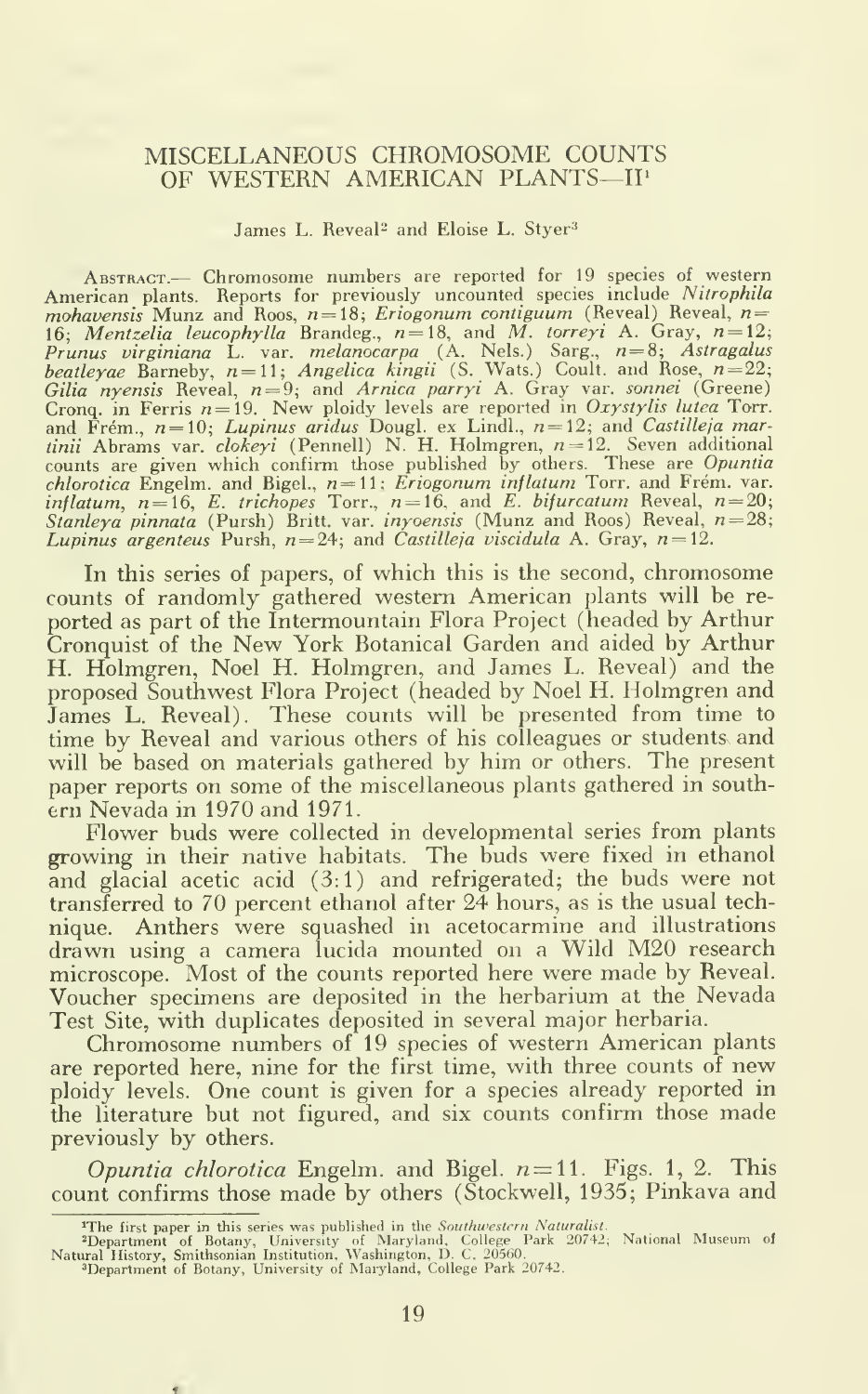# MISCELLANEOUS CHROMOSOME COUNTS OF WESTERN AMERICAN PLANTS—II[1]

James L. Reveal[2] and Eloise L. Styer[3]

Abstract.— Chromosome numbers are reported for 19 species of western American plants. Reports for previously uncounted species include *Nitrophila mohavensis* Munz and Roos, $n=18$; *Eriogonum contiguum* (Reveal) Reveal, $n=16$; *Mentzelia leucophylla* Brandeg., $n=18$, and *M. torreyi* A. Gray, $n=12$; *Prunus virginiana* L. var. *melanocarpa* (A. Nels.) Sarg., $n=8$; *Astragalus beatleyae* Barneby, $n=11$; *Angelica kingii* (S. Wats.) Coult. and Rose, $n=22$; *Gilia nyensis* Reveal, $n=9$; and *Arnica parryi* A. Gray var. *sonnei* (Greene) Cronq. in Ferris $n=19$. New ploidy levels are reported in *Oxystylis lutea* Torr. and Frém., $n=10$; *Lupinus aridus* Dougl. ex Lindl., $n=12$; and *Castilleja martinii* Abrams var. *clokeyi* (Pennell) N. H. Holmgren, $n=12$. Seven additional counts are given which confirm those published by others. These are *Opuntia chlorotica* Engelm. and Bigel., $n=11$; *Eriogonum inflatum* Torr. and Frém. var. *inflatum*, $n=16$, *E. trichopes* Torr., $n=16$, and *E. bifurcatum* Reveal, $n=20$; *Stanleya pinnata* (Pursh) Britt. var. *inyoensis* (Munz and Roos) Reveal, $n=28$; *Lupinus argenteus* Pursh, $n=24$; and *Castilleja viscidula* A. Gray, $n=12$.

In this series of papers, of which this is the second, chromosome counts of randomly gathered western American plants will be reported as part of the Intermountain Flora Project (headed by Arthur Cronquist of the New York Botanical Garden and aided by Arthur H. Holmgren, Noel H. Holmgren, and James L. Reveal) and the proposed Southwest Flora Project (headed by Noel H. Holmgren and James L. Reveal). These counts will be presented from time to time by Reveal and various others of his colleagues or students and will be based on materials gathered by him or others. The present paper reports on some of the miscellaneous plants gathered in southern Nevada in 1970 and 1971.

Flower buds were collected in developmental series from plants growing in their native habitats. The buds were fixed in ethanol and glacial acetic acid (3:1) and refrigerated; the buds were not transferred to 70 percent ethanol after 24 hours, as is the usual technique. Anthers were squashed in acetocarmine and illustrations drawn using a camera lucida mounted on a Wild M20 research microscope. Most of the counts reported here were made by Reveal. Voucher specimens are deposited in the herbarium at the Nevada Test Site, with duplicates deposited in several major herbaria.

Chromosome numbers of 19 species of western American plants are reported here, nine for the first time, with three counts of new ploidy levels. One count is given for a species already reported in the literature but not figured, and six counts confirm those made previously by others.

*Opuntia chlorotica* Engelm. and Bigel. $n=11$. Figs. 1, 2. This count confirms those made by others (Stockwell, 1935; Pinkava and

[1]The first paper in this series was published in the *Southwestern Naturalist*.
[2]Department of Botany, University of Maryland, College Park 20742; National Museum of Natural History, Smithsonian Institution, Washington, D. C. 20560.
[3]Department of Botany, University of Maryland, College Park 20742.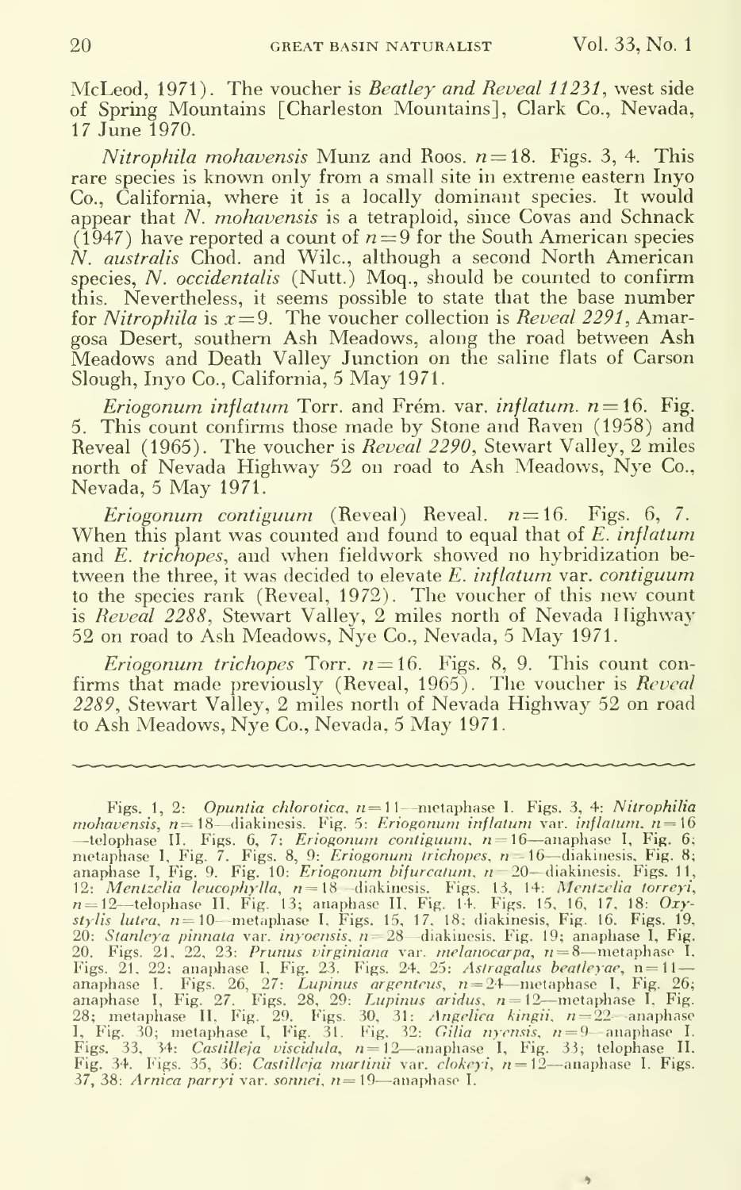McLeod, 1971). The voucher is *Beatley and Reveal 11231*, west side of Spring Mountains [Charleston Mountains], Clark Co., Nevada, 17 June 1970.

*Nitrophila mohavensis* Munz and Roos. $n = 18$. Figs. 3, 4. This rare species is known only from a small site in extreme eastern Inyo Co., California, where it is a locally dominant species. It would appear that *N. mohavensis* is a tetraploid, since Covas and Schnack (1947) have reported a count of $n = 9$ for the South American species *N. australis* Chod. and Wilc., although a second North American species, *N. occidentalis* (Nutt.) Moq., should be counted to confirm this. Nevertheless, it seems possible to state that the base number for *Nitrophila* is $x = 9$. The voucher collection is *Reveal 2291*, Amargosa Desert, southern Ash Meadows, along the road between Ash Meadows and Death Valley Junction on the saline flats of Carson Slough, Inyo Co., California, 5 May 1971.

*Eriogonum inflatum* Torr. and Frém. var. *inflatum*. $n = 16$. Fig. 5. This count confirms those made by Stone and Raven (1958) and Reveal (1965). The voucher is *Reveal 2290*, Stewart Valley, 2 miles north of Nevada Highway 52 on road to Ash Meadows, Nye Co., Nevada, 5 May 1971.

*Eriogonum contiguum* (Reveal) Reveal. $n = 16$. Figs. 6, 7. When this plant was counted and found to equal that of *E. inflatum* and *E. trichopes*, and when fieldwork showed no hybridization between the three, it was decided to elevate *E. inflatum* var. *contiguum* to the species rank (Reveal, 1972). The voucher of this new count is *Reveal 2288*, Stewart Valley, 2 miles north of Nevada Highway 52 on road to Ash Meadows, Nye Co., Nevada, 5 May 1971.

*Eriogonum trichopes* Torr. $n = 16$. Figs. 8, 9. This count confirms that made previously (Reveal, 1965). The voucher is *Reveal 2289*, Stewart Valley, 2 miles north of Nevada Highway 52 on road to Ash Meadows, Nye Co., Nevada, 5 May 1971.

---

Figs. 1, 2: *Opuntia chlorotica*, $n = 11$—metaphase I. Figs. 3, 4: *Nitrophilia mohavensis*, $n = 18$—diakinesis. Fig. 5: *Eriogonum inflatum* var. *inflatum*, $n = 16$—telophase II. Figs. 6, 7: *Eriogonum contiguum*, $n = 16$—anaphase I, Fig. 6; metaphase I, Fig. 7. Figs. 8, 9: *Eriogonum trichopes*, $n = 16$—diakinesis, Fig. 8; anaphase I, Fig. 9. Fig. 10: *Eriogonum bifurcatum*, $n = 20$—diakinesis. Figs. 11, 12: *Mentzelia leucophylla*, $n = 18$—diakinesis. Figs. 13, 14: *Mentzelia torreyi*, $n = 12$—telophase II, Fig. 13; anaphase II, Fig. 14. Figs. 15, 16, 17, 18: *Oxystylis lutea*, $n = 10$—metaphase I, Figs. 15, 17, 18; diakinesis, Fig. 16. Figs. 19, 20: *Stanleya pinnata* var. *inyoensis*, $n = 28$—diakinesis, Fig. 19; anaphase I, Fig. 20. Figs. 21, 22, 23: *Prunus virginiana* var. *melanocarpa*, $n = 8$—metaphase I, Figs. 21, 22; anaphase I, Fig. 23. Figs. 24, 25: *Astragalus beatleyae*, $n = 11$—anaphase I. Figs. 26, 27: *Lupinus argenteus*, $n = 24$—metaphase I, Fig. 26; anaphase I, Fig. 27. Figs. 28, 29: *Lupinus aridus*, $n = 12$—metaphase I, Fig. 28; metaphase II, Fig. 29. Figs. 30, 31: *Angelica kingii*, $n = 22$—anaphase I, Fig. 30; metaphase I, Fig. 31. Fig. 32: *Gilia nyensis*, $n = 9$—anaphase I. Figs. 33, 34: *Castilleja viscidula*, $n = 12$—anaphase I, Fig. 33; telophase II, Fig. 34. Figs. 35, 36: *Castilleja martinii* var. *clokeyi*, $n = 12$—anaphase I. Figs. 37, 38: *Arnica parryi* var. *sonnei*, $n = 19$—anaphase I.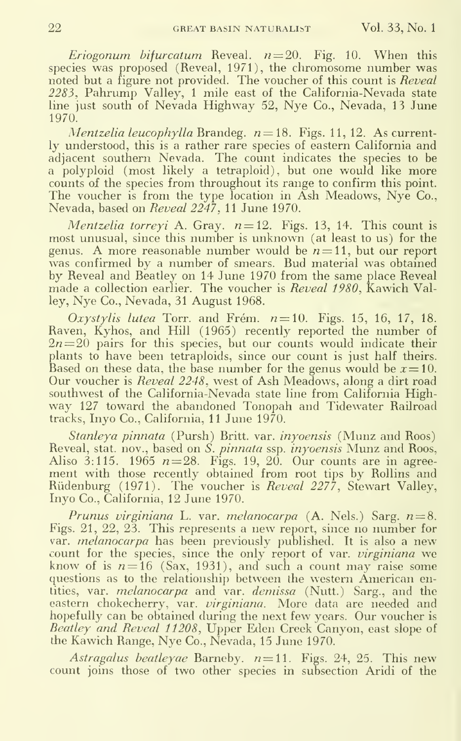*Eriogonum bifurcatum* Reveal. $n=20$. Fig. 10. When this species was proposed (Reveal, 1971), the chromosome number was noted but a figure not provided. The voucher of this count is *Reveal 2283*, Pahrump Valley, 1 mile east of the California-Nevada state line just south of Nevada Highway 52, Nye Co., Nevada, 13 June 1970.

*Mentzelia leucophylla* Brandeg. $n=18$. Figs. 11, 12. As currently understood, this is a rather rare species of eastern California and adjacent southern Nevada. The count indicates the species to be a polyploid (most likely a tetraploid), but one would like more counts of the species from throughout its range to confirm this point. The voucher is from the type location in Ash Meadows, Nye Co., Nevada, based on *Reveal 2247*, 11 June 1970.

*Mentzelia torreyi* A. Gray. $n=12$. Figs. 13, 14. This count is most unusual, since this number is unknown (at least to us) for the genus. A more reasonable number would be $n=11$, but our report was confirmed by a number of smears. Bud material was obtained by Reveal and Beatley on 14 June 1970 from the same place Reveal made a collection earlier. The voucher is *Reveal 1980*, Kawich Valley, Nye Co., Nevada, 31 August 1968.

*Oxystylis lutea* Torr. and Frém. $n=10$. Figs. 15, 16, 17, 18. Raven, Kyhos, and Hill (1965) recently reported the number of $2n=20$ pairs for this species, but our counts would indicate their plants to have been tetraploids, since our count is just half theirs. Based on these data, the base number for the genus would be $x=10$. Our voucher is *Reveal 2248*, west of Ash Meadows, along a dirt road southwest of the California-Nevada state line from California Highway 127 toward the abandoned Tonopah and Tidewater Railroad tracks, Inyo Co., California, 11 June 1970.

*Stanleya pinnata* (Pursh) Britt. var. *inyoensis* (Munz and Roos) Reveal, stat. nov., based on *S. pinnata* ssp. *inyoensis* Munz and Roos, Aliso 3:115. 1965 $n=28$. Figs. 19, 20. Our counts are in agreement with those recently obtained from root tips by Rollins and Rüdenburg (1971). The voucher is *Reveal 2277*, Stewart Valley, Inyo Co., California, 12 June 1970.

*Prunus virginiana* L. var. *melanocarpa* (A. Nels.) Sarg. $n=8$. Figs. 21, 22, 23. This represents a new report, since no number for var. *melanocarpa* has been previously published. It is also a new count for the species, since the only report of var. *virginiana* we know of is $n=16$ (Sax, 1931), and such a count may raise some questions as to the relationship between the western American entities, var. *melanocarpa* and var. *demissa* (Nutt.) Sarg., and the eastern chokecherry, var. *virginiana*. More data are needed and hopefully can be obtained during the next few years. Our voucher is *Beatley and Reveal 11208*, Upper Eden Creek Canyon, east slope of the Kawich Range, Nye Co., Nevada, 15 June 1970.

*Astragalus beatleyae* Barneby. $n=11$. Figs. 24, 25. This new count joins those of two other species in subsection Aridi of the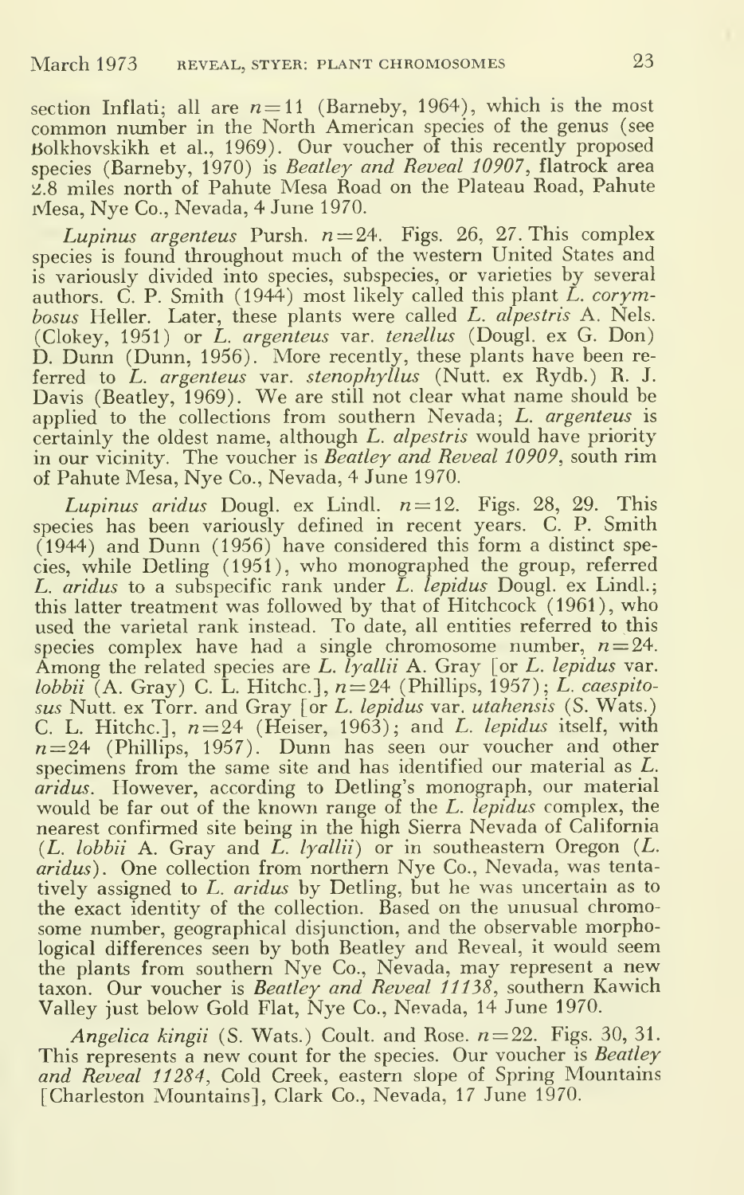section Inflati; all are $n=11$ (Barneby, 1964), which is the most common number in the North American species of the genus (see Bolkhovskikh et al., 1969). Our voucher of this recently proposed species (Barneby, 1970) is *Beatley and Reveal 10907*, flatrock area 2.8 miles north of Pahute Mesa Road on the Plateau Road, Pahute Mesa, Nye Co., Nevada, 4 June 1970.

*Lupinus argenteus* Pursh. $n=24$. Figs. 26, 27. This complex species is found throughout much of the western United States and is variously divided into species, subspecies, or varieties by several authors. C. P. Smith (1944) most likely called this plant *L. corymbosus* Heller. Later, these plants were called *L. alpestris* A. Nels. (Clokey, 1951) or *L. argenteus* var. *tenellus* (Dougl. ex G. Don) D. Dunn (Dunn, 1956). More recently, these plants have been referred to *L. argenteus* var. *stenophyllus* (Nutt. ex Rydb.) R. J. Davis (Beatley, 1969). We are still not clear what name should be applied to the collections from southern Nevada; *L. argenteus* is certainly the oldest name, although *L. alpestris* would have priority in our vicinity. The voucher is *Beatley and Reveal 10909*, south rim of Pahute Mesa, Nye Co., Nevada, 4 June 1970.

*Lupinus aridus* Dougl. ex Lindl. $n=12$. Figs. 28, 29. This species has been variously defined in recent years. C. P. Smith (1944) and Dunn (1956) have considered this form a distinct species, while Detling (1951), who monographed the group, referred *L. aridus* to a subspecific rank under *L. lepidus* Dougl. ex Lindl.; this latter treatment was followed by that of Hitchcock (1961), who used the varietal rank instead. To date, all entities referred to this species complex have had a single chromosome number, $n=24$. Among the related species are *L. lyallii* A. Gray [or *L. lepidus* var. *lobbii* (A. Gray) C. L. Hitchc.], $n=24$ (Phillips, 1957); *L. caespitosus* Nutt. ex Torr. and Gray [or *L. lepidus* var. *utahensis* (S. Wats.) C. L. Hitchc.], $n=24$ (Heiser, 1963); and *L. lepidus* itself, with $n=24$ (Phillips, 1957). Dunn has seen our voucher and other specimens from the same site and has identified our material as *L. aridus*. However, according to Detling's monograph, our material would be far out of the known range of the *L. lepidus* complex, the nearest confirmed site being in the high Sierra Nevada of California (*L. lobbii* A. Gray and *L. lyallii*) or in southeastern Oregon (*L. aridus*). One collection from northern Nye Co., Nevada, was tentatively assigned to *L. aridus* by Detling, but he was uncertain as to the exact identity of the collection. Based on the unusual chromosome number, geographical disjunction, and the observable morphological differences seen by both Beatley and Reveal, it would seem the plants from southern Nye Co., Nevada, may represent a new taxon. Our voucher is *Beatley and Reveal 11138*, southern Kawich Valley just below Gold Flat, Nye Co., Nevada, 14 June 1970.

*Angelica kingii* (S. Wats.) Coult. and Rose. $n=22$. Figs. 30, 31. This represents a new count for the species. Our voucher is *Beatley and Reveal 11284*, Cold Creek, eastern slope of Spring Mountains [Charleston Mountains], Clark Co., Nevada, 17 June 1970.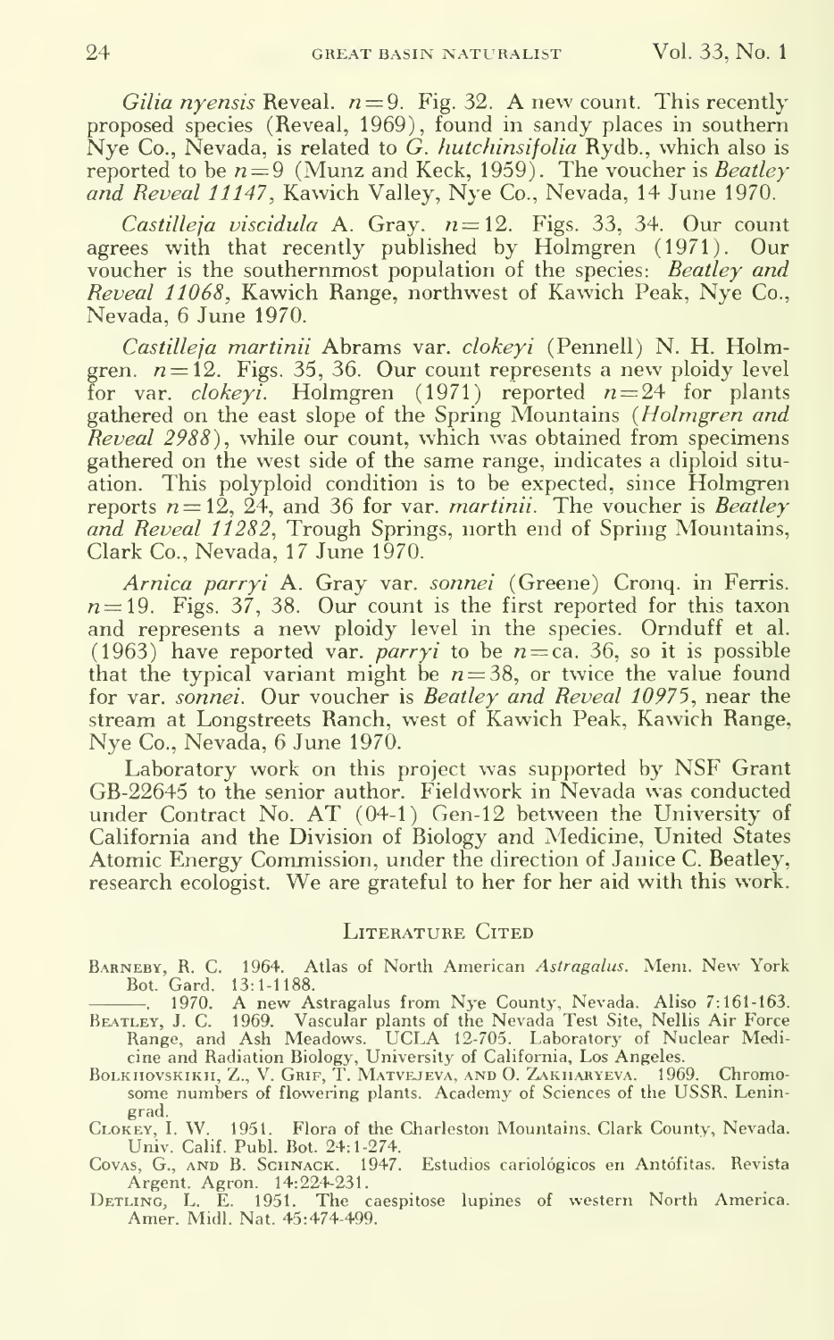*Gilia nyensis* Reveal. $n=9$. Fig. 32. A new count. This recently proposed species (Reveal, 1969), found in sandy places in southern Nye Co., Nevada, is related to *G. hutchinsifolia* Rydb., which also is reported to be $n=9$ (Munz and Keck, 1959). The voucher is *Beatley and Reveal 11147*, Kawich Valley, Nye Co., Nevada, 14 June 1970.

*Castilleja viscidula* A. Gray. $n=12$. Figs. 33, 34. Our count agrees with that recently published by Holmgren (1971). Our voucher is the southernmost population of the species: *Beatley and Reveal 11068*, Kawich Range, northwest of Kawich Peak, Nye Co., Nevada, 6 June 1970.

*Castilleja martinii* Abrams var. *clokeyi* (Pennell) N. H. Holmgren. $n=12$. Figs. 35, 36. Our count represents a new ploidy level for var. *clokeyi*. Holmgren (1971) reported $n=24$ for plants gathered on the east slope of the Spring Mountains (*Holmgren and Reveal 2988*), while our count, which was obtained from specimens gathered on the west side of the same range, indicates a diploid situation. This polyploid condition is to be expected, since Holmgren reports $n=12$, 24, and 36 for var. *martinii*. The voucher is *Beatley and Reveal 11282*, Trough Springs, north end of Spring Mountains, Clark Co., Nevada, 17 June 1970.

*Arnica parryi* A. Gray var. *sonnei* (Greene) Cronq. in Ferris. $n=19$. Figs. 37, 38. Our count is the first reported for this taxon and represents a new ploidy level in the species. Ornduff et al. (1963) have reported var. *parryi* to be $n=$ca. 36, so it is possible that the typical variant might be $n=38$, or twice the value found for var. *sonnei*. Our voucher is *Beatley and Reveal 10975*, near the stream at Longstreets Ranch, west of Kawich Peak, Kawich Range, Nye Co., Nevada, 6 June 1970.

Laboratory work on this project was supported by NSF Grant GB-22645 to the senior author. Fieldwork in Nevada was conducted under Contract No. AT (04-1) Gen-12 between the University of California and the Division of Biology and Medicine, United States Atomic Energy Commission, under the direction of Janice C. Beatley, research ecologist. We are grateful to her for her aid with this work.

## Literature Cited

Barneby, R. C. 1964. Atlas of North American *Astragalus*. Mem. New York Bot. Gard. 13:1-1188.

———. 1970. A new Astragalus from Nye County, Nevada. Aliso 7:161-163.

Beatley, J. C. 1969. Vascular plants of the Nevada Test Site, Nellis Air Force Range, and Ash Meadows. UCLA 12-705. Laboratory of Nuclear Medicine and Radiation Biology, University of California, Los Angeles.

Bolkhovskikh, Z., V. Grif, T. Matvejeva, and O. Zakharyeva. 1969. Chromosome numbers of flowering plants. Academy of Sciences of the USSR. Leningrad.

Clokey, I. W. 1951. Flora of the Charleston Mountains, Clark County, Nevada. Univ. Calif. Publ. Bot. 24:1-274.

Covas, G., and B. Schnack. 1947. Estudios cariológicos en Antófitas. Revista Argent. Agron. 14:224-231.

Detling, L. E. 1951. The caespitose lupines of western North America. Amer. Midl. Nat. 45:474-499.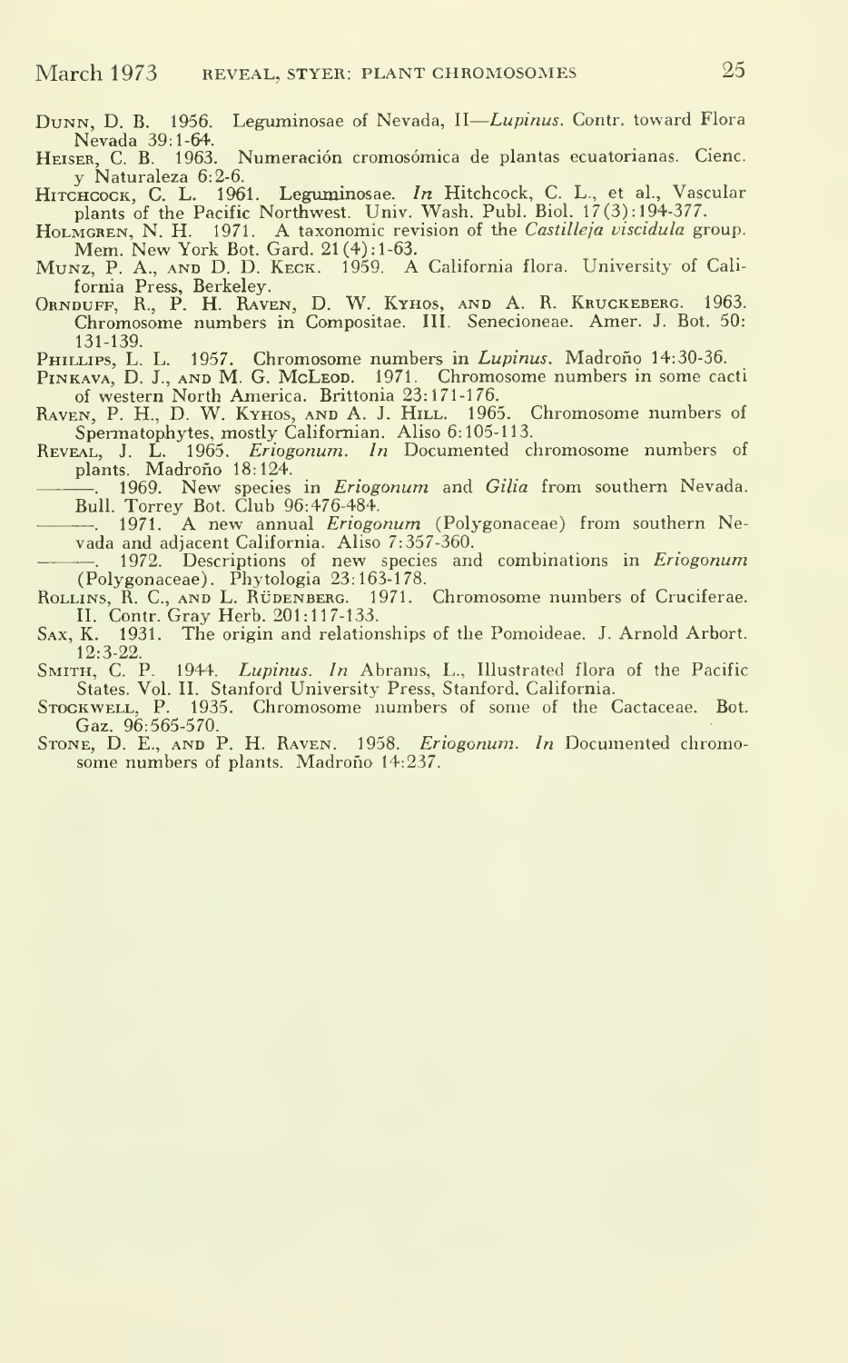Dunn, D. B. 1956. Leguminosae of Nevada, II—*Lupinus*. Contr. toward Flora Nevada 39:1-64.

Heiser, C. B. 1963. Numeración cromosómica de plantas ecuatorianas. Cienc. y Naturaleza 6:2-6.

Hitchcock, C. L. 1961. Leguminosae. *In* Hitchcock, C. L., et al., Vascular plants of the Pacific Northwest. Univ. Wash. Publ. Biol. 17(3):194-377.

Holmgren, N. H. 1971. A taxonomic revision of the *Castilleja viscidula* group. Mem. New York Bot. Gard. 21(4):1-63.

Munz, P. A., and D. D. Keck. 1959. A California flora. University of California Press, Berkeley.

Ornduff, R., P. H. Raven, D. W. Kyhos, and A. R. Kruckeberg. 1963. Chromosome numbers in Compositae. III. Senecioneae. Amer. J. Bot. 50: 131-139.

Phillips, L. L. 1957. Chromosome numbers in *Lupinus*. Madroño 14:30-36.

Pinkava, D. J., and M. G. McLeod. 1971. Chromosome numbers in some cacti of western North America. Brittonia 23:171-176.

Raven, P. H., D. W. Kyhos, and A. J. Hill. 1965. Chromosome numbers of Spermatophytes, mostly Californian. Aliso 6:105-113.

Reveal, J. L. 1965. *Eriogonum*. *In* Documented chromosome numbers of plants. Madroño 18:124.

———. 1969. New species in *Eriogonum* and *Gilia* from southern Nevada. Bull. Torrey Bot. Club 96:476-484.

———. 1971. A new annual *Eriogonum* (Polygonaceae) from southern Nevada and adjacent California. Aliso 7:357-360.

———. 1972. Descriptions of new species and combinations in *Eriogonum* (Polygonaceae). Phytologia 23:163-178.

Rollins, R. C., and L. Rüdenberg. 1971. Chromosome numbers of Cruciferae. II. Contr. Gray Herb. 201:117-133.

Sax, K. 1931. The origin and relationships of the Pomoideae. J. Arnold Arbort. 12:3-22.

Smith, C. P. 1944. *Lupinus*. *In* Abrams, L., Illustrated flora of the Pacific States. Vol. II. Stanford University Press, Stanford, California.

Stockwell, P. 1935. Chromosome numbers of some of the Cactaceae. Bot. Gaz. 96:565-570.

Stone, D. E., and P. H. Raven. 1958. *Eriogonum*. *In* Documented chromosome numbers of plants. Madroño 14:237.